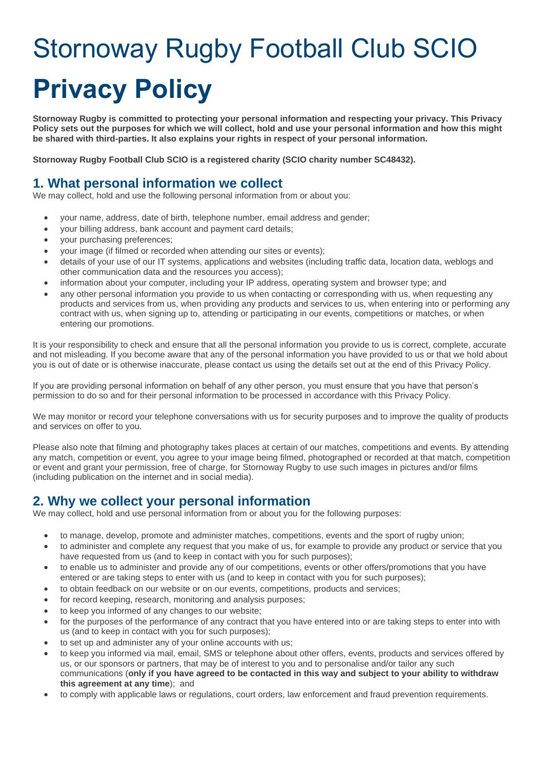# Stornoway Rugby Football Club SCIO

# Privacy Policy

**Stornoway Rugby is committed to protecting your personal information and respecting your privacy. This Privacy Policy sets out the purposes for which we will collect, hold and use your personal information and how this might be shared with third-parties. It also explains your rights in respect of your personal information.**

**Stornoway Rugby Football Club SCIO is a registered charity (SCIO charity number SC48432).**

## 1. What personal information we collect

We may collect, hold and use the following personal information from or about you:

- your name, address, date of birth, telephone number, email address and gender;
- your billing address, bank account and payment card details;
- your purchasing preferences;
- your image (if filmed or recorded when attending our sites or events);
- details of your use of our IT systems, applications and websites (including traffic data, location data, weblogs and other communication data and the resources you access);
- information about your computer, including your IP address, operating system and browser type; and
- any other personal information you provide to us when contacting or corresponding with us, when requesting any products and services from us, when providing any products and services to us, when entering into or performing any contract with us, when signing up to, attending or participating in our events, competitions or matches, or when entering our promotions.

It is your responsibility to check and ensure that all the personal information you provide to us is correct, complete, accurate and not misleading. If you become aware that any of the personal information you have provided to us or that we hold about you is out of date or is otherwise inaccurate, please contact us using the details set out at the end of this Privacy Policy.

If you are providing personal information on behalf of any other person, you must ensure that you have that person's permission to do so and for their personal information to be processed in accordance with this Privacy Policy.

We may monitor or record your telephone conversations with us for security purposes and to improve the quality of products and services on offer to you.

Please also note that filming and photography takes places at certain of our matches, competitions and events. By attending any match, competition or event, you agree to your image being filmed, photographed or recorded at that match, competition or event and grant your permission, free of charge, for Stornoway Rugby to use such images in pictures and/or films (including publication on the internet and in social media).

## 2. Why we collect your personal information

We may collect, hold and use personal information from or about you for the following purposes:

- to manage, develop, promote and administer matches, competitions, events and the sport of rugby union;
- to administer and complete any request that you make of us, for example to provide any product or service that you have requested from us (and to keep in contact with you for such purposes);
- to enable us to administer and provide any of our competitions, events or other offers/promotions that you have entered or are taking steps to enter with us (and to keep in contact with you for such purposes);
- to obtain feedback on our website or on our events, competitions, products and services;
- for record keeping, research, monitoring and analysis purposes;
- to keep you informed of any changes to our website;
- for the purposes of the performance of any contract that you have entered into or are taking steps to enter into with us (and to keep in contact with you for such purposes);
- to set up and administer any of your online accounts with us;
- to keep you informed via mail, email, SMS or telephone about other offers, events, products and services offered by us, or our sponsors or partners, that may be of interest to you and to personalise and/or tailor any such communications (**only if you have agreed to be contacted in this way and subject to your ability to withdraw this agreement at any time**); and
- to comply with applicable laws or regulations, court orders, law enforcement and fraud prevention requirements.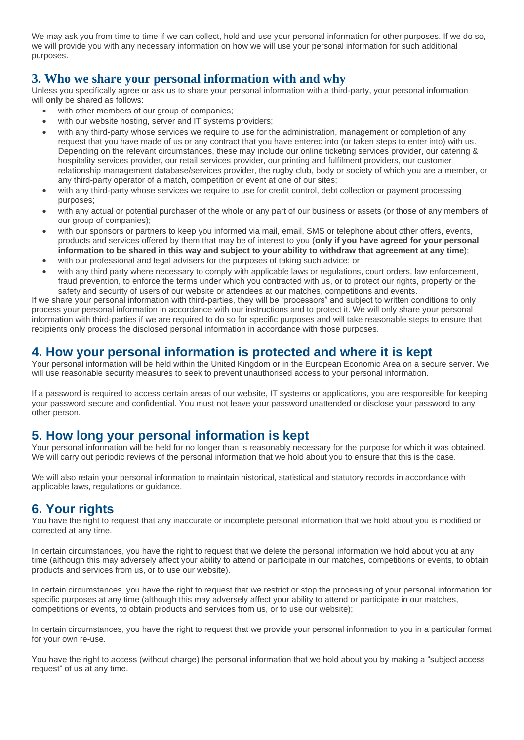We may ask you from time to time if we can collect, hold and use your personal information for other purposes. If we do so, we will provide you with any necessary information on how we will use your personal information for such additional purposes.

## 3. Who we share your personal information with and why

Unless you specifically agree or ask us to share your personal information with a third-party, your personal information will **only** be shared as follows:

- with other members of our group of companies;
- with our website hosting, server and IT systems providers;
- with any third-party whose services we require to use for the administration, management or completion of any request that you have made of us or any contract that you have entered into (or taken steps to enter into) with us. Depending on the relevant circumstances, these may include our online ticketing services provider, our catering & hospitality services provider, our retail services provider, our printing and fulfilment providers, our customer relationship management database/services provider, the rugby club, body or society of which you are a member, or any third-party operator of a match, competition or event at one of our sites;
- with any third-party whose services we require to use for credit control, debt collection or payment processing purposes;
- with any actual or potential purchaser of the whole or any part of our business or assets (or those of any members of our group of companies);
- with our sponsors or partners to keep you informed via mail, email, SMS or telephone about other offers, events, products and services offered by them that may be of interest to you (**only if you have agreed for your personal information to be shared in this way and subject to your ability to withdraw that agreement at any time**);
- with our professional and legal advisers for the purposes of taking such advice; or
- with any third party where necessary to comply with applicable laws or regulations, court orders, law enforcement, fraud prevention, to enforce the terms under which you contracted with us, or to protect our rights, property or the safety and security of users of our website or attendees at our matches, competitions and events.

If we share your personal information with third-parties, they will be "processors" and subject to written conditions to only process your personal information in accordance with our instructions and to protect it. We will only share your personal information with third-parties if we are required to do so for specific purposes and will take reasonable steps to ensure that recipients only process the disclosed personal information in accordance with those purposes.

## 4. How your personal information is protected and where it is kept

Your personal information will be held within the United Kingdom or in the European Economic Area on a secure server. We will use reasonable security measures to seek to prevent unauthorised access to your personal information.

If a password is required to access certain areas of our website, IT systems or applications, you are responsible for keeping your password secure and confidential. You must not leave your password unattended or disclose your password to any other person.

## 5. How long your personal information is kept

Your personal information will be held for no longer than is reasonably necessary for the purpose for which it was obtained. We will carry out periodic reviews of the personal information that we hold about you to ensure that this is the case.

We will also retain your personal information to maintain historical, statistical and statutory records in accordance with applicable laws, regulations or guidance.

## 6. Your rights

You have the right to request that any inaccurate or incomplete personal information that we hold about you is modified or corrected at any time.

In certain circumstances, you have the right to request that we delete the personal information we hold about you at any time (although this may adversely affect your ability to attend or participate in our matches, competitions or events, to obtain products and services from us, or to use our website).

In certain circumstances, you have the right to request that we restrict or stop the processing of your personal information for specific purposes at any time (although this may adversely affect your ability to attend or participate in our matches, competitions or events, to obtain products and services from us, or to use our website);

In certain circumstances, you have the right to request that we provide your personal information to you in a particular format for your own re-use.

You have the right to access (without charge) the personal information that we hold about you by making a "subject access request" of us at any time.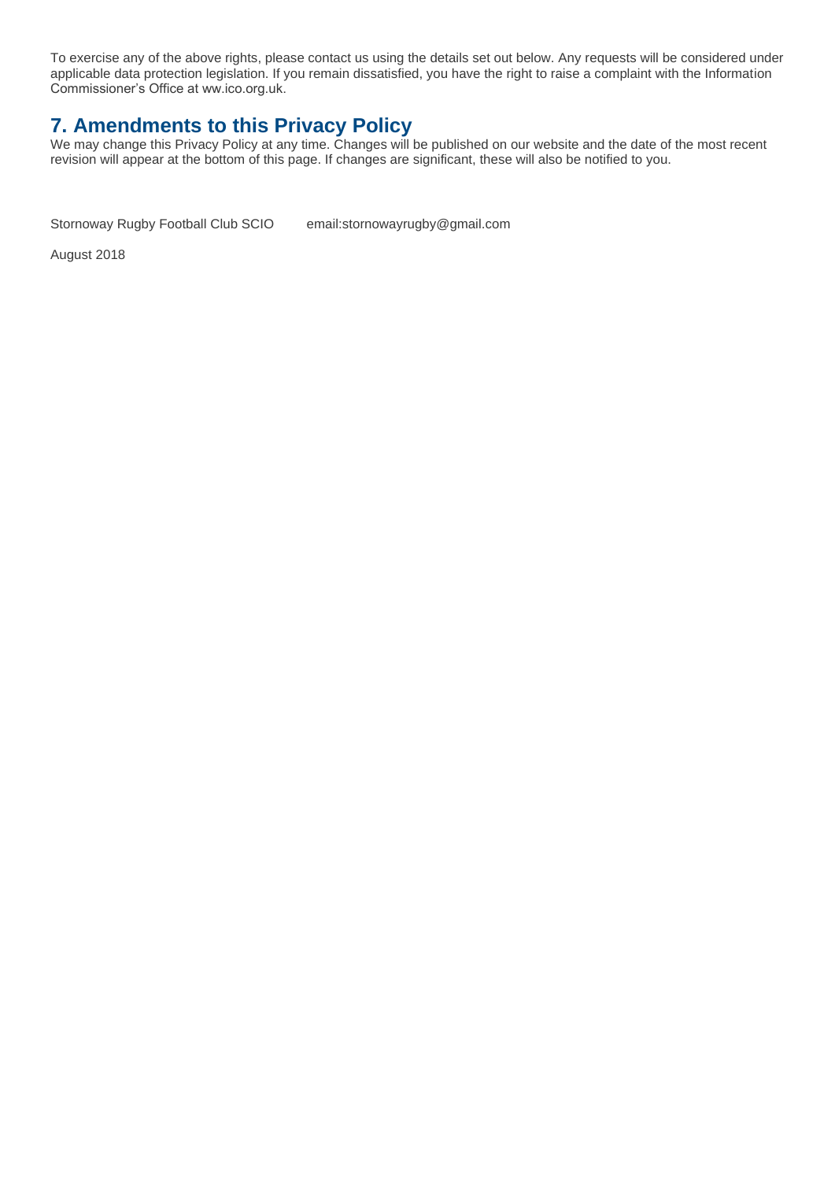To exercise any of the above rights, please contact us using the details set out below. Any requests will be considered under applicable data protection legislation. If you remain dissatisfied, you have the right to raise a complaint with the Information Commissioner's Office at ww.ico.org.uk.

## 7. Amendments to this Privacy Policy

We may change this Privacy Policy at any time. Changes will be published on our website and the date of the most recent revision will appear at the bottom of this page. If changes are significant, these will also be notified to you.

Stornoway Rugby Football Club SCIO email:stornowayrugby@gmail.com

August 2018